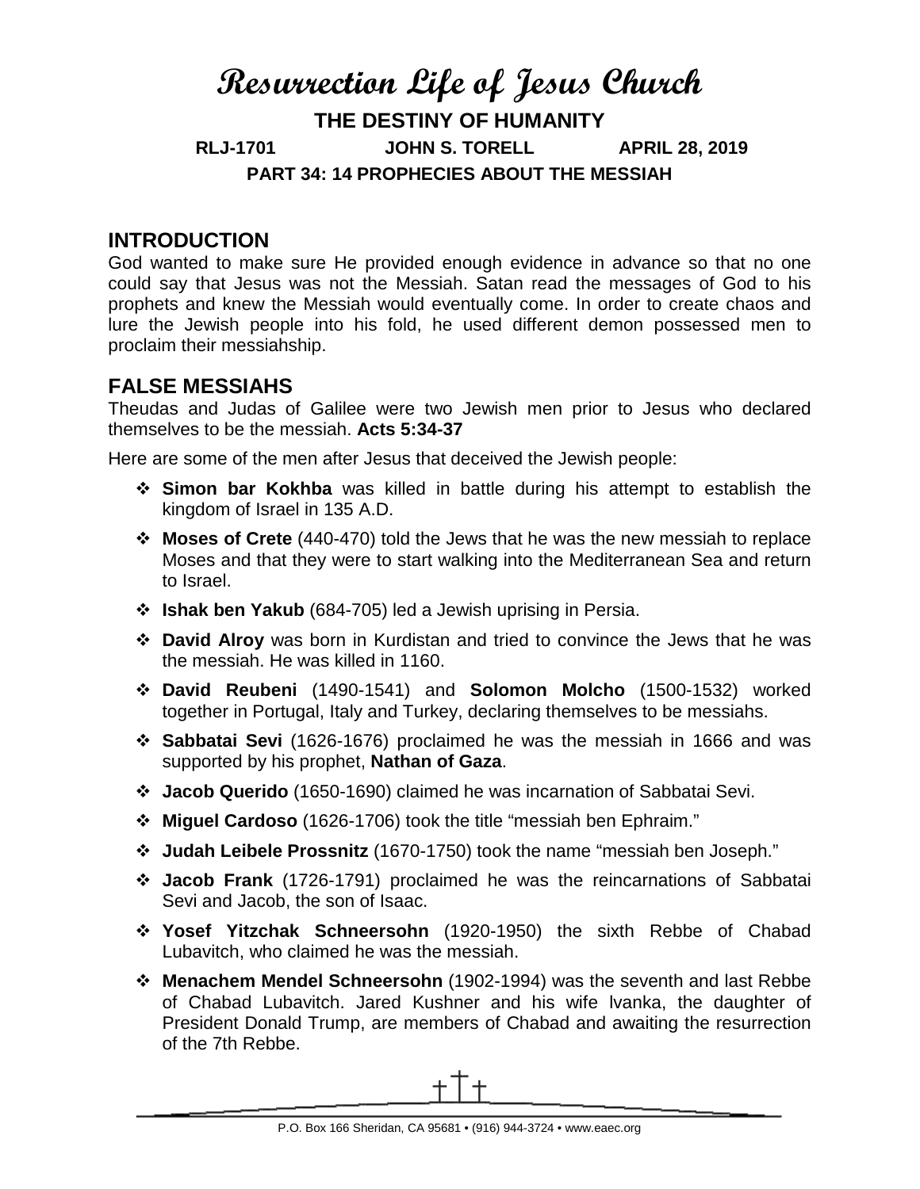# Resurrection Life of Jesus Church

## THE DESTINY OF HUMANITY

**RLJ-1701 JOHN S. TORELL APRIL 28, 2019**

**PART 34: 14 PROPHECIES ABOUT THE MESSIAH**

## INTRODUCTION

God wanted to make sure He provided enough evidence in advance so that no one could say that Jesus was not the Messiah. Satan read the messages of God to his prophets and knew the Messiah would eventually come. In order to create chaos and lure the Jewish people into his fold, he used different demon possessed men to proclaim their messiahship.

## FALSE MESSIAHS

Theudas and Judas of Galilee were two Jewish men prior to Jesus who declared themselves to be the messiah. **Acts 5:34-37**

Here are some of the men after Jesus that deceived the Jewish people:

- **Simon bar Kokhba** was killed in battle during his attempt to establish the kingdom of Israel in 135 A.D.
- **Moses of Crete** (440-470) told the Jews that he was the new messiah to replace Moses and that they were to start walking into the Mediterranean Sea and return to Israel.
- **Ishak ben Yakub** (684-705) led a Jewish uprising in Persia.
- **David Alroy** was born in Kurdistan and tried to convince the Jews that he was the messiah. He was killed in 1160.
- **David Reubeni** (1490-1541) and **Solomon Molcho** (1500-1532) worked together in Portugal, Italy and Turkey, declaring themselves to be messiahs.
- **Sabbatai Sevi** (1626-1676) proclaimed he was the messiah in 1666 and was supported by his prophet, **Nathan of Gaza**.
- **Jacob Querido** (1650-1690) claimed he was incarnation of Sabbatai Sevi.
- **Miguel Cardoso** (1626-1706) took the title "messiah ben Ephraim."
- **Judah Leibele Prossnitz** (1670-1750) took the name "messiah ben Joseph."
- **Jacob Frank** (1726-1791) proclaimed he was the reincarnations of Sabbatai Sevi and Jacob, the son of Isaac.
- **Yosef Yitzchak Schneersohn** (1920-1950) the sixth Rebbe of Chabad Lubavitch, who claimed he was the messiah.
- **Menachem Mendel Schneersohn** (1902-1994) was the seventh and last Rebbe of Chabad Lubavitch. Jared Kushner and his wife Ivanka, the daughter of President Donald Trump, are members of Chabad and awaiting the resurrection of the 7th Rebbe.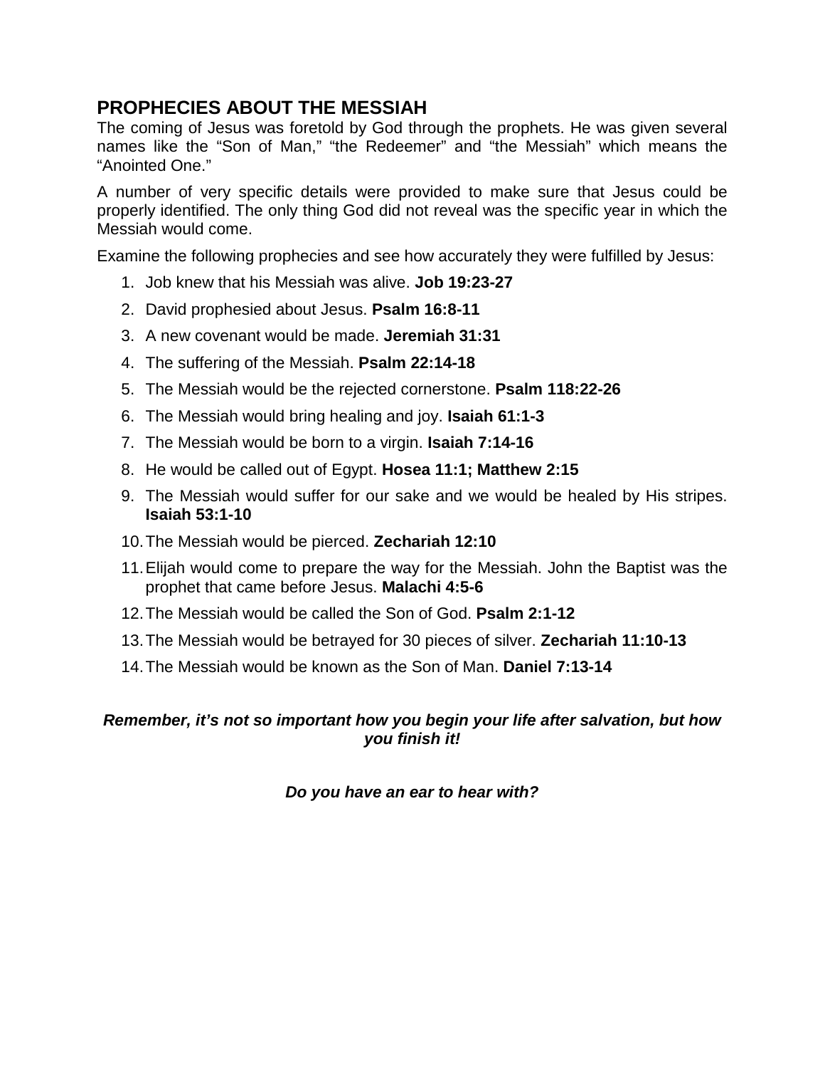## PROPHECIES ABOUT THE MESSIAH

The coming of Jesus was foretold by God through the prophets. He was given several names like the “Son of Man,” “the Redeemer” and “the Messiah” which means the “Anointed One.”

A number of very specific details were provided to make sure that Jesus could be properly identified. The only thing God did not reveal was the specific year in which the Messiah would come.

Examine the following prophecies and see how accurately they were fulfilled by Jesus:

1. Job knew that his Messiah was alive. **Job 19:23-27**
2. David prophesied about Jesus. **Psalm 16:8-11**
3. A new covenant would be made. **Jeremiah 31:31**
4. The suffering of the Messiah. **Psalm 22:14-18**
5. The Messiah would be the rejected cornerstone. **Psalm 118:22-26**
6. The Messiah would bring healing and joy. **Isaiah 61:1-3**
7. The Messiah would be born to a virgin. **Isaiah 7:14-16**
8. He would be called out of Egypt. **Hosea 11:1; Matthew 2:15**
9. The Messiah would suffer for our sake and we would be healed by His stripes. **Isaiah 53:1-10**
10. The Messiah would be pierced. **Zechariah 12:10**
11. Elijah would come to prepare the way for the Messiah. John the Baptist was the prophet that came before Jesus. **Malachi 4:5-6**
12. The Messiah would be called the Son of God. **Psalm 2:1-12**
13. The Messiah would be betrayed for 30 pieces of silver. **Zechariah 11:10-13**
14. The Messiah would be known as the Son of Man. **Daniel 7:13-14**

***Remember, it’s not so important how you begin your life after salvation, but how you finish it!***

***Do you have an ear to hear with?***